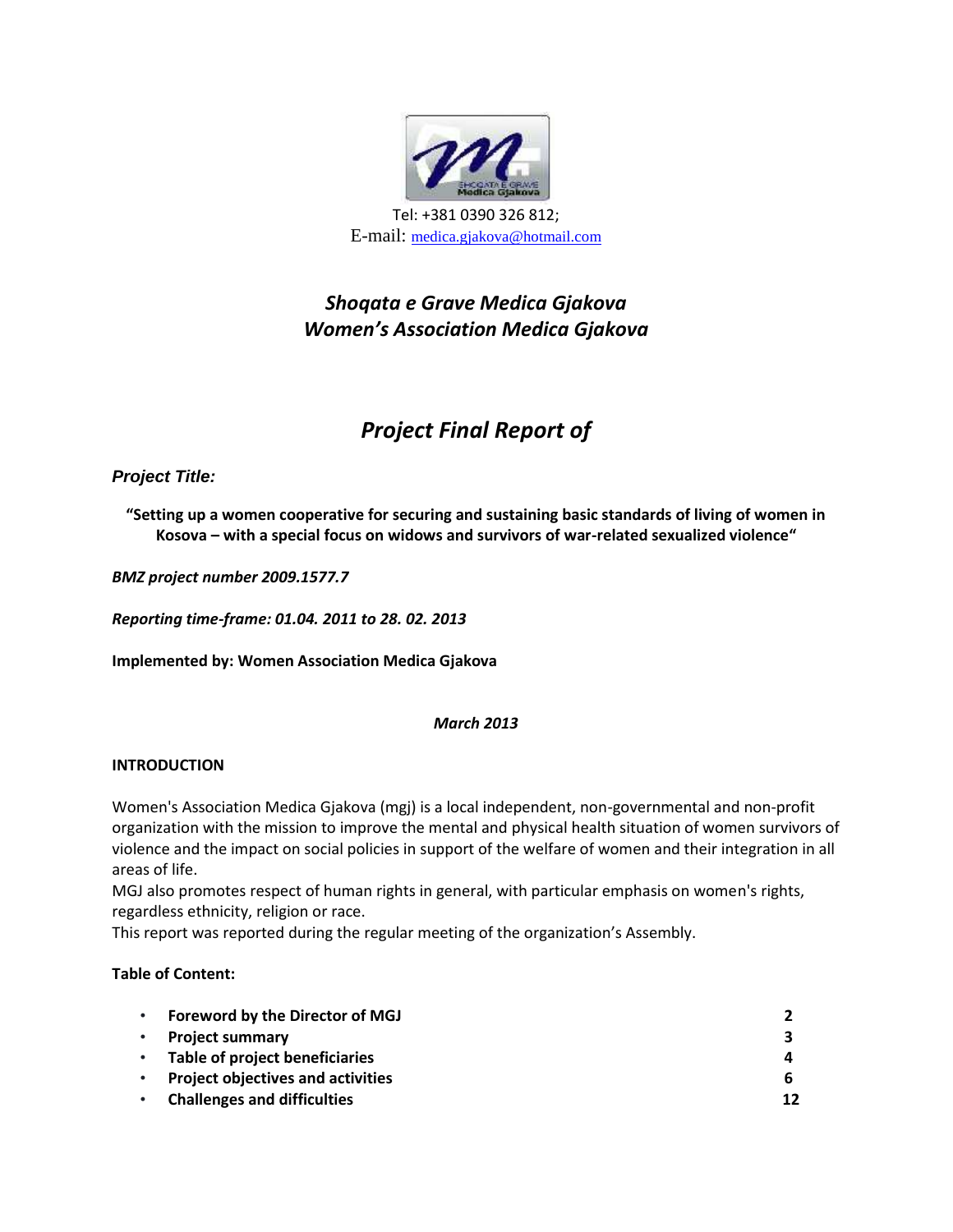Tel: +381 0390 326 812;
E-mail: medica.gjakova@hotmail.com

## *Shoqata e Grave Medica Gjakova*
## *Women's Association Medica Gjakova*

# *Project Final Report of*

***Project Title:***

**"Setting up a women cooperative for securing and sustaining basic standards of living of women in Kosova – with a special focus on widows and survivors of war-related sexualized violence"**

***BMZ project number 2009.1577.7***

***Reporting time-frame: 01.04. 2011 to 28. 02. 2013***

**Implemented by: Women Association Medica Gjakova**

***March 2013***

**INTRODUCTION**

Women's Association Medica Gjakova (mgj) is a local independent, non-governmental and non-profit organization with the mission to improve the mental and physical health situation of women survivors of violence and the impact on social policies in support of the welfare of women and their integration in all areas of life.
MGJ also promotes respect of human rights in general, with particular emphasis on women's rights, regardless ethnicity, religion or race.
This report was reported during the regular meeting of the organization's Assembly.

**Table of Content:**

- **Foreword by the Director of MGJ** 2
- **Project summary** 3
- **Table of project beneficiaries** 4
- **Project objectives and activities** 6
- **Challenges and difficulties** 12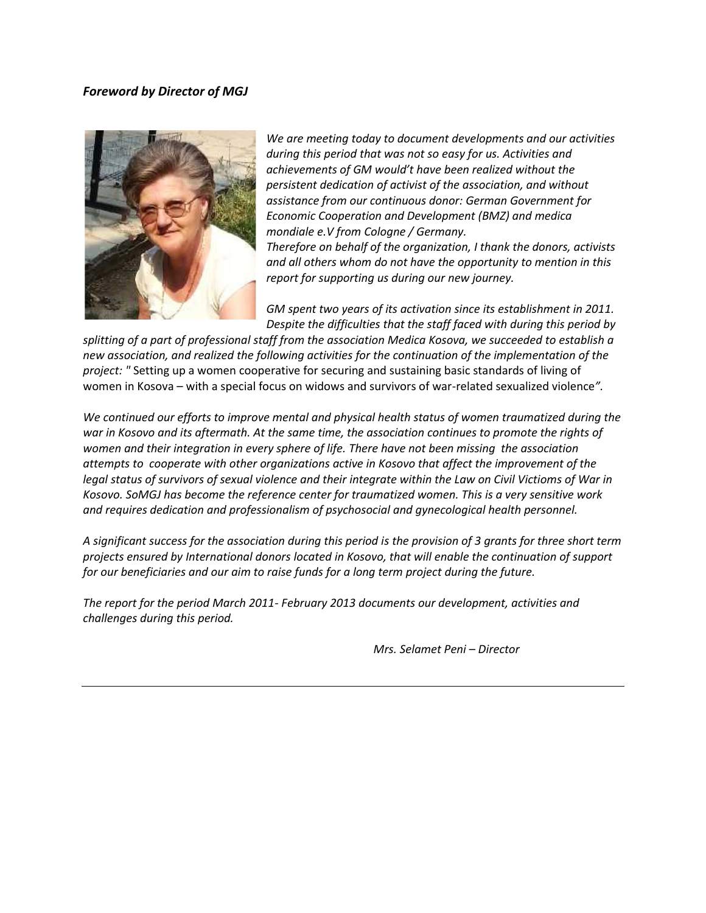***Foreword by Director of MGJ***

*We are meeting today to document developments and our activities during this period that was not so easy for us. Activities and achievements of GM would't have been realized without the persistent dedication of activist of the association, and without assistance from our continuous donor: German Government for Economic Cooperation and Development (BMZ) and medica mondiale e.V from Cologne / Germany.*

*Therefore on behalf of the organization, I thank the donors, activists and all others whom do not have the opportunity to mention in this report for supporting us during our new journey.*

*GM spent two years of its activation since its establishment in 2011. Despite the difficulties that the staff faced with during this period by splitting of a part of professional staff from the association Medica Kosova, we succeeded to establish a new association, and realized the following activities for the continuation of the implementation of the project:* " Setting up a women cooperative for securing and sustaining basic standards of living of women in Kosova – with a special focus on widows and survivors of war-related sexualized violence*".*

*We continued our efforts to improve mental and physical health status of women traumatized during the war in Kosovo and its aftermath. At the same time, the association continues to promote the rights of women and their integration in every sphere of life. There have not been missing the association attempts to cooperate with other organizations active in Kosovo that affect the improvement of the legal status of survivors of sexual violence and their integrate within the Law on Civil Victioms of War in Kosovo. SoMGJ has become the reference center for traumatized women. This is a very sensitive work and requires dedication and professionalism of psychosocial and gynecological health personnel.*

*A significant success for the association during this period is the provision of 3 grants for three short term projects ensured by International donors located in Kosovo, that will enable the continuation of support for our beneficiaries and our aim to raise funds for a long term project during the future.*

*The report for the period March 2011- February 2013 documents our development, activities and challenges during this period.*

*Mrs. Selamet Peni – Director*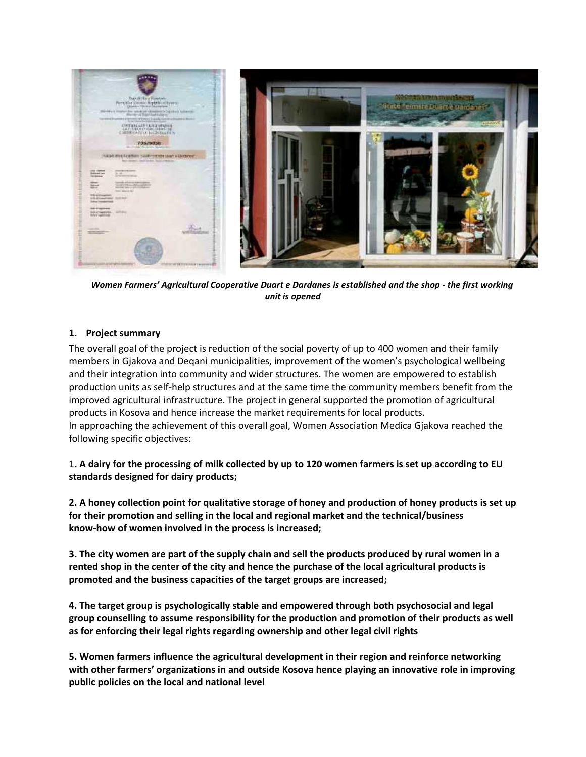*Women Farmers' Agricultural Cooperative Duart e Dardanes is established and the shop - the first working unit is opened*

## 1. Project summary

The overall goal of the project is reduction of the social poverty of up to 400 women and their family members in Gjakova and Deqani municipalities, improvement of the women's psychological wellbeing and their integration into community and wider structures. The women are empowered to establish production units as self-help structures and at the same time the community members benefit from the improved agricultural infrastructure. The project in general supported the promotion of agricultural products in Kosova and hence increase the market requirements for local products.
In approaching the achievement of this overall goal, Women Association Medica Gjakova reached the following specific objectives:

**1. A dairy for the processing of milk collected by up to 120 women farmers is set up according to EU standards designed for dairy products;**

**2. A honey collection point for qualitative storage of honey and production of honey products is set up for their promotion and selling in the local and regional market and the technical/business know-how of women involved in the process is increased;**

**3. The city women are part of the supply chain and sell the products produced by rural women in a rented shop in the center of the city and hence the purchase of the local agricultural products is promoted and the business capacities of the target groups are increased;**

**4. The target group is psychologically stable and empowered through both psychosocial and legal group counselling to assume responsibility for the production and promotion of their products as well as for enforcing their legal rights regarding ownership and other legal civil rights**

**5. Women farmers influence the agricultural development in their region and reinforce networking with other farmers' organizations in and outside Kosova hence playing an innovative role in improving public policies on the local and national level**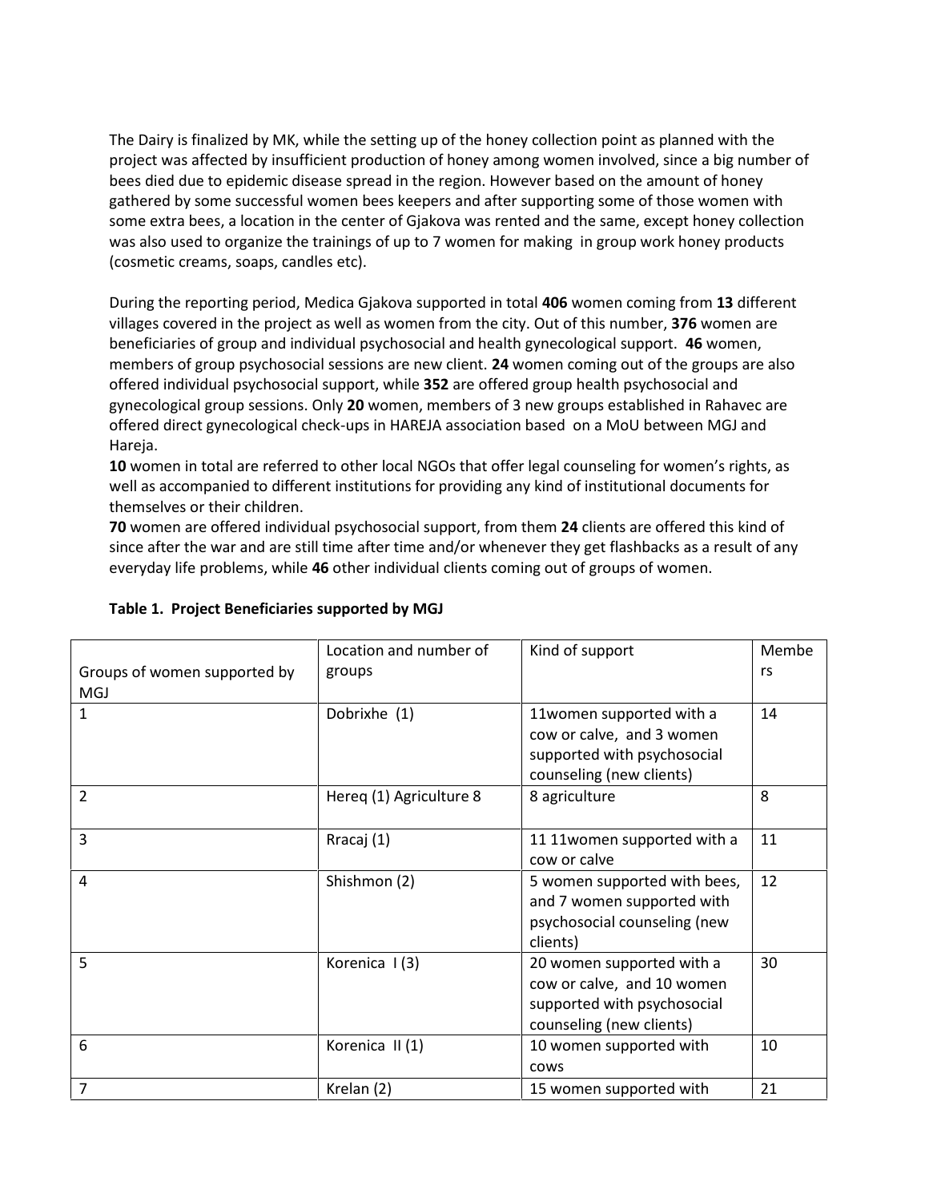The Dairy is finalized by MK, while the setting up of the honey collection point as planned with the project was affected by insufficient production of honey among women involved, since a big number of bees died due to epidemic disease spread in the region. However based on the amount of honey gathered by some successful women bees keepers and after supporting some of those women with some extra bees, a location in the center of Gjakova was rented and the same, except honey collection was also used to organize the trainings of up to 7 women for making in group work honey products (cosmetic creams, soaps, candles etc).

During the reporting period, Medica Gjakova supported in total **406** women coming from **13** different villages covered in the project as well as women from the city. Out of this number, **376** women are beneficiaries of group and individual psychosocial and health gynecological support. **46** women, members of group psychosocial sessions are new client. **24** women coming out of the groups are also offered individual psychosocial support, while **352** are offered group health psychosocial and gynecological group sessions. Only **20** women, members of 3 new groups established in Rahavec are offered direct gynecological check-ups in HAREJA association based on a MoU between MGJ and Hareja.

**10** women in total are referred to other local NGOs that offer legal counseling for women's rights, as well as accompanied to different institutions for providing any kind of institutional documents for themselves or their children.

**70** women are offered individual psychosocial support, from them **24** clients are offered this kind of since after the war and are still time after time and/or whenever they get flashbacks as a result of any everyday life problems, while **46** other individual clients coming out of groups of women.

**Table 1. Project Beneficiaries supported by MGJ**

| Groups of women supported by MGJ | Location and number of groups | Kind of support | Members |
|---|---|---|---|
| 1 | Dobrixhe (1) | 11women supported with a cow or calve, and 3 women supported with psychosocial counseling (new clients) | 14 |
| 2 | Hereq (1) Agriculture 8 | 8 agriculture | 8 |
| 3 | Rracaj (1) | 11 11women supported with a cow or calve | 11 |
| 4 | Shishmon (2) | 5 women supported with bees, and 7 women supported with psychosocial counseling (new clients) | 12 |
| 5 | Korenica I (3) | 20 women supported with a cow or calve, and 10 women supported with psychosocial counseling (new clients) | 30 |
| 6 | Korenica II (1) | 10 women supported with cows | 10 |
| 7 | Krelan (2) | 15 women supported with | 21 |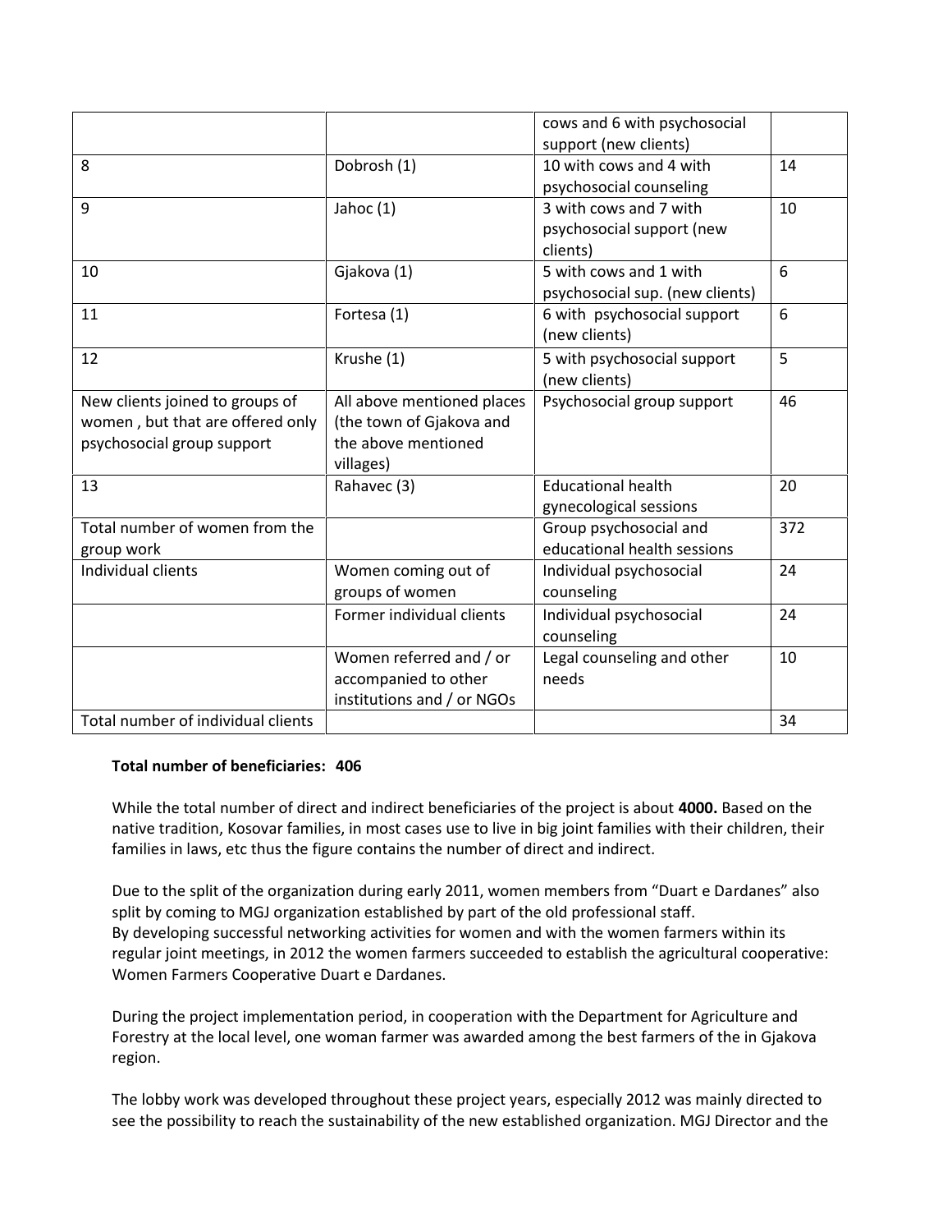| | | cows and 6 with psychosocial support (new clients) | |
|---|---|---|---|
| 8 | Dobrosh (1) | 10 with cows and 4 with psychosocial counseling | 14 |
| 9 | Jahoc (1) | 3 with cows and 7 with psychosocial support (new clients) | 10 |
| 10 | Gjakova (1) | 5 with cows and 1 with psychosocial sup. (new clients) | 6 |
| 11 | Fortesa (1) | 6 with psychosocial support (new clients) | 6 |
| 12 | Krushe (1) | 5 with psychosocial support (new clients) | 5 |
| New clients joined to groups of women , but that are offered only psychosocial group support | All above mentioned places (the town of Gjakova and the above mentioned villages) | Psychosocial group support | 46 |
| 13 | Rahavec (3) | Educational health gynecological sessions | 20 |
| Total number of women from the group work | | Group psychosocial and educational health sessions | 372 |
| Individual clients | Women coming out of groups of women | Individual psychosocial counseling | 24 |
| | Former individual clients | Individual psychosocial counseling | 24 |
| | Women referred and / or accompanied to other institutions and / or NGOs | Legal counseling and other needs | 10 |
| Total number of individual clients | | | 34 |

**Total number of beneficiaries: 406**

While the total number of direct and indirect beneficiaries of the project is about **4000.** Based on the native tradition, Kosovar families, in most cases use to live in big joint families with their children, their families in laws, etc thus the figure contains the number of direct and indirect.

Due to the split of the organization during early 2011, women members from "Duart e Dardanes" also split by coming to MGJ organization established by part of the old professional staff.
By developing successful networking activities for women and with the women farmers within its regular joint meetings, in 2012 the women farmers succeeded to establish the agricultural cooperative: Women Farmers Cooperative Duart e Dardanes.

During the project implementation period, in cooperation with the Department for Agriculture and Forestry at the local level, one woman farmer was awarded among the best farmers of the in Gjakova region.

The lobby work was developed throughout these project years, especially 2012 was mainly directed to see the possibility to reach the sustainability of the new established organization. MGJ Director and the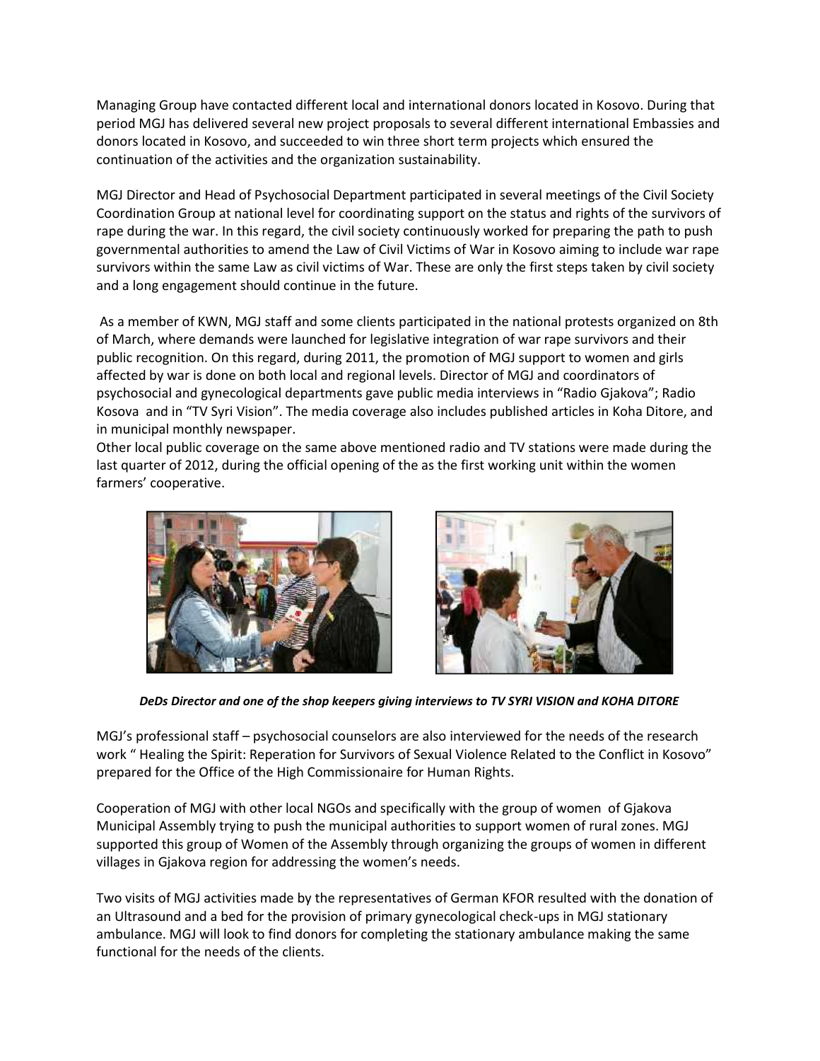Managing Group have contacted different local and international donors located in Kosovo. During that period MGJ has delivered several new project proposals to several different international Embassies and donors located in Kosovo, and succeeded to win three short term projects which ensured the continuation of the activities and the organization sustainability.

MGJ Director and Head of Psychosocial Department participated in several meetings of the Civil Society Coordination Group at national level for coordinating support on the status and rights of the survivors of rape during the war. In this regard, the civil society continuously worked for preparing the path to push governmental authorities to amend the Law of Civil Victims of War in Kosovo aiming to include war rape survivors within the same Law as civil victims of War. These are only the first steps taken by civil society and a long engagement should continue in the future.

As a member of KWN, MGJ staff and some clients participated in the national protests organized on 8th of March, where demands were launched for legislative integration of war rape survivors and their public recognition. On this regard, during 2011, the promotion of MGJ support to women and girls affected by war is done on both local and regional levels. Director of MGJ and coordinators of psychosocial and gynecological departments gave public media interviews in “Radio Gjakova”; Radio Kosova and in “TV Syri Vision”. The media coverage also includes published articles in Koha Ditore, and in municipal monthly newspaper.
Other local public coverage on the same above mentioned radio and TV stations were made during the last quarter of 2012, during the official opening of the as the first working unit within the women farmers’ cooperative.

***DeDs Director and one of the shop keepers giving interviews to TV SYRI VISION and KOHA DITORE***

MGJ’s professional staff – psychosocial counselors are also interviewed for the needs of the research work “ Healing the Spirit: Reperation for Survivors of Sexual Violence Related to the Conflict in Kosovo” prepared for the Office of the High Commissionaire for Human Rights.

Cooperation of MGJ with other local NGOs and specifically with the group of women of Gjakova Municipal Assembly trying to push the municipal authorities to support women of rural zones. MGJ supported this group of Women of the Assembly through organizing the groups of women in different villages in Gjakova region for addressing the women’s needs.

Two visits of MGJ activities made by the representatives of German KFOR resulted with the donation of an Ultrasound and a bed for the provision of primary gynecological check-ups in MGJ stationary ambulance. MGJ will look to find donors for completing the stationary ambulance making the same functional for the needs of the clients.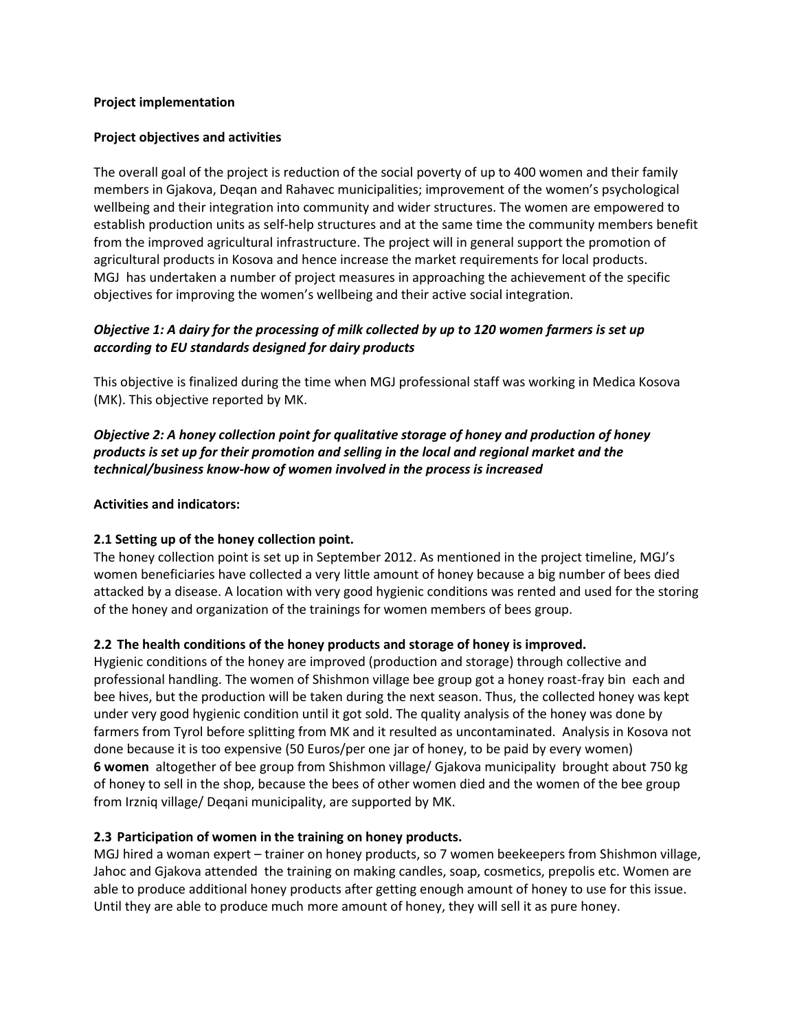**Project implementation**

**Project objectives and activities**

The overall goal of the project is reduction of the social poverty of up to 400 women and their family members in Gjakova, Deqan and Rahavec municipalities; improvement of the women's psychological wellbeing and their integration into community and wider structures. The women are empowered to establish production units as self-help structures and at the same time the community members benefit from the improved agricultural infrastructure. The project will in general support the promotion of agricultural products in Kosova and hence increase the market requirements for local products. MGJ has undertaken a number of project measures in approaching the achievement of the specific objectives for improving the women's wellbeing and their active social integration.

***Objective 1: A dairy for the processing of milk collected by up to 120 women farmers is set up according to EU standards designed for dairy products***

This objective is finalized during the time when MGJ professional staff was working in Medica Kosova (MK). This objective reported by MK.

***Objective 2: A honey collection point for qualitative storage of honey and production of honey products is set up for their promotion and selling in the local and regional market and the technical/business know-how of women involved in the process is increased***

**Activities and indicators:**

**2.1 Setting up of the honey collection point.**

The honey collection point is set up in September 2012. As mentioned in the project timeline, MGJ's women beneficiaries have collected a very little amount of honey because a big number of bees died attacked by a disease. A location with very good hygienic conditions was rented and used for the storing of the honey and organization of the trainings for women members of bees group.

**2.2 The health conditions of the honey products and storage of honey is improved.**

Hygienic conditions of the honey are improved (production and storage) through collective and professional handling. The women of Shishmon village bee group got a honey roast-fray bin each and bee hives, but the production will be taken during the next season. Thus, the collected honey was kept under very good hygienic condition until it got sold. The quality analysis of the honey was done by farmers from Tyrol before splitting from MK and it resulted as uncontaminated. Analysis in Kosova not done because it is too expensive (50 Euros/per one jar of honey, to be paid by every women)
**6 women** altogether of bee group from Shishmon village/ Gjakova municipality brought about 750 kg of honey to sell in the shop, because the bees of other women died and the women of the bee group from Irzniq village/ Deqani municipality, are supported by MK.

**2.3 Participation of women in the training on honey products.**

MGJ hired a woman expert – trainer on honey products, so 7 women beekeepers from Shishmon village, Jahoc and Gjakova attended the training on making candles, soap, cosmetics, prepolis etc. Women are able to produce additional honey products after getting enough amount of honey to use for this issue. Until they are able to produce much more amount of honey, they will sell it as pure honey.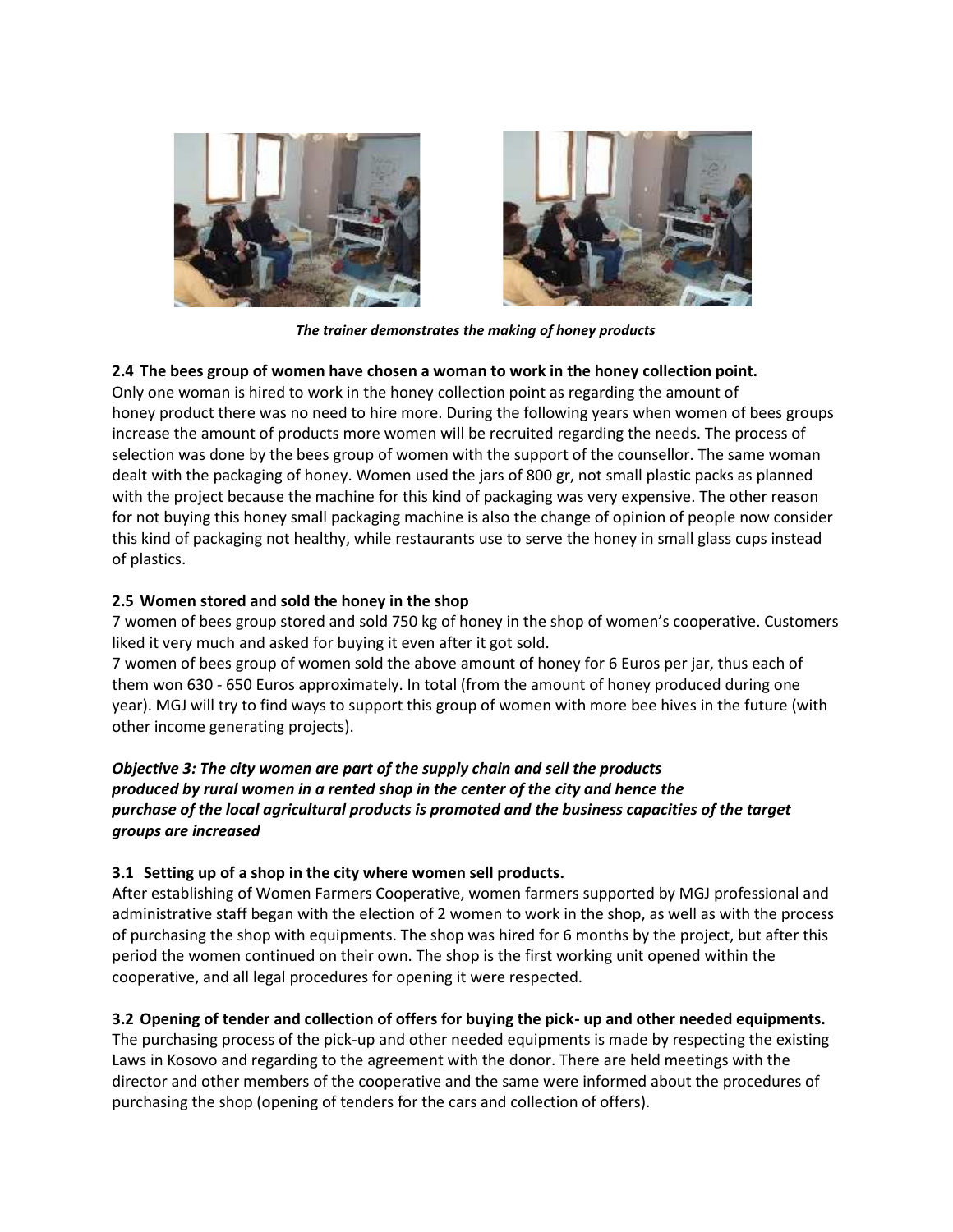*The trainer demonstrates the making of honey products*

**2.4 The bees group of women have chosen a woman to work in the honey collection point.**

Only one woman is hired to work in the honey collection point as regarding the amount of honey product there was no need to hire more. During the following years when women of bees groups increase the amount of products more women will be recruited regarding the needs. The process of selection was done by the bees group of women with the support of the counsellor. The same woman dealt with the packaging of honey. Women used the jars of 800 gr, not small plastic packs as planned with the project because the machine for this kind of packaging was very expensive. The other reason for not buying this honey small packaging machine is also the change of opinion of people now consider this kind of packaging not healthy, while restaurants use to serve the honey in small glass cups instead of plastics.

**2.5 Women stored and sold the honey in the shop**

7 women of bees group stored and sold 750 kg of honey in the shop of women's cooperative. Customers liked it very much and asked for buying it even after it got sold.

7 women of bees group of women sold the above amount of honey for 6 Euros per jar, thus each of them won 630 - 650 Euros approximately. In total (from the amount of honey produced during one year). MGJ will try to find ways to support this group of women with more bee hives in the future (with other income generating projects).

***Objective 3: The city women are part of the supply chain and sell the products produced by rural women in a rented shop in the center of the city and hence the purchase of the local agricultural products is promoted and the business capacities of the target groups are increased***

**3.1 Setting up of a shop in the city where women sell products.**

After establishing of Women Farmers Cooperative, women farmers supported by MGJ professional and administrative staff began with the election of 2 women to work in the shop, as well as with the process of purchasing the shop with equipments. The shop was hired for 6 months by the project, but after this period the women continued on their own. The shop is the first working unit opened within the cooperative, and all legal procedures for opening it were respected.

**3.2 Opening of tender and collection of offers for buying the pick- up and other needed equipments.**

The purchasing process of the pick-up and other needed equipments is made by respecting the existing Laws in Kosovo and regarding to the agreement with the donor. There are held meetings with the director and other members of the cooperative and the same were informed about the procedures of purchasing the shop (opening of tenders for the cars and collection of offers).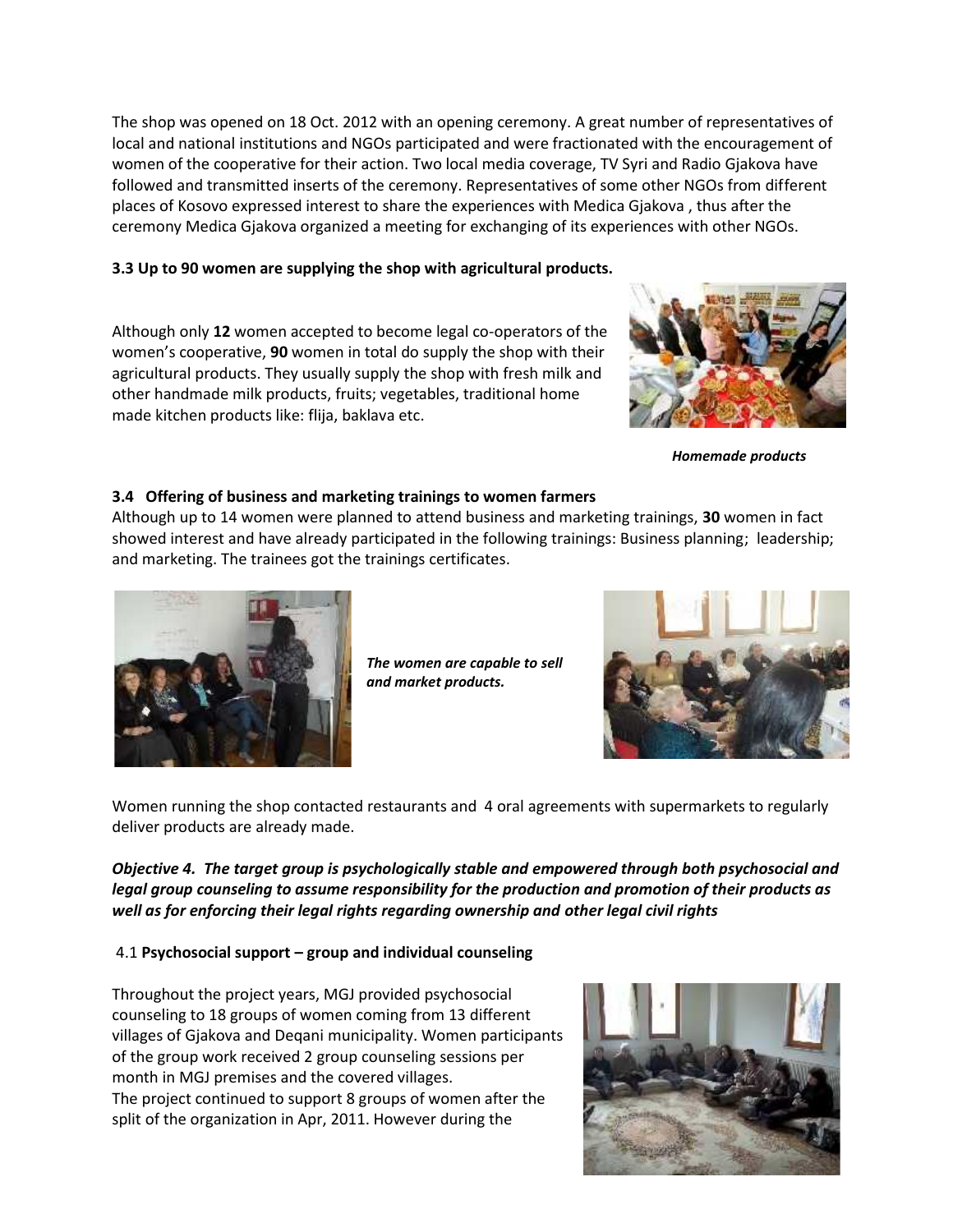The shop was opened on 18 Oct. 2012 with an opening ceremony. A great number of representatives of local and national institutions and NGOs participated and were fractionated with the encouragement of women of the cooperative for their action. Two local media coverage, TV Syri and Radio Gjakova have followed and transmitted inserts of the ceremony. Representatives of some other NGOs from different places of Kosovo expressed interest to share the experiences with Medica Gjakova , thus after the ceremony Medica Gjakova organized a meeting for exchanging of its experiences with other NGOs.

**3.3 Up to 90 women are supplying the shop with agricultural products.**

Although only **12** women accepted to become legal co-operators of the women's cooperative, **90** women in total do supply the shop with their agricultural products. They usually supply the shop with fresh milk and other handmade milk products, fruits; vegetables, traditional home made kitchen products like: flija, baklava etc.

***Homemade products***

**3.4 Offering of business and marketing trainings to women farmers**

Although up to 14 women were planned to attend business and marketing trainings, **30** women in fact showed interest and have already participated in the following trainings: Business planning; leadership; and marketing. The trainees got the trainings certificates.

***The women are capable to sell and market products.***

Women running the shop contacted restaurants and 4 oral agreements with supermarkets to regularly deliver products are already made.

***Objective 4. The target group is psychologically stable and empowered through both psychosocial and legal group counseling to assume responsibility for the production and promotion of their products as well as for enforcing their legal rights regarding ownership and other legal civil rights***

4.1 **Psychosocial support – group and individual counseling**

Throughout the project years, MGJ provided psychosocial counseling to 18 groups of women coming from 13 different villages of Gjakova and Deqani municipality. Women participants of the group work received 2 group counseling sessions per month in MGJ premises and the covered villages.
The project continued to support 8 groups of women after the split of the organization in Apr, 2011. However during the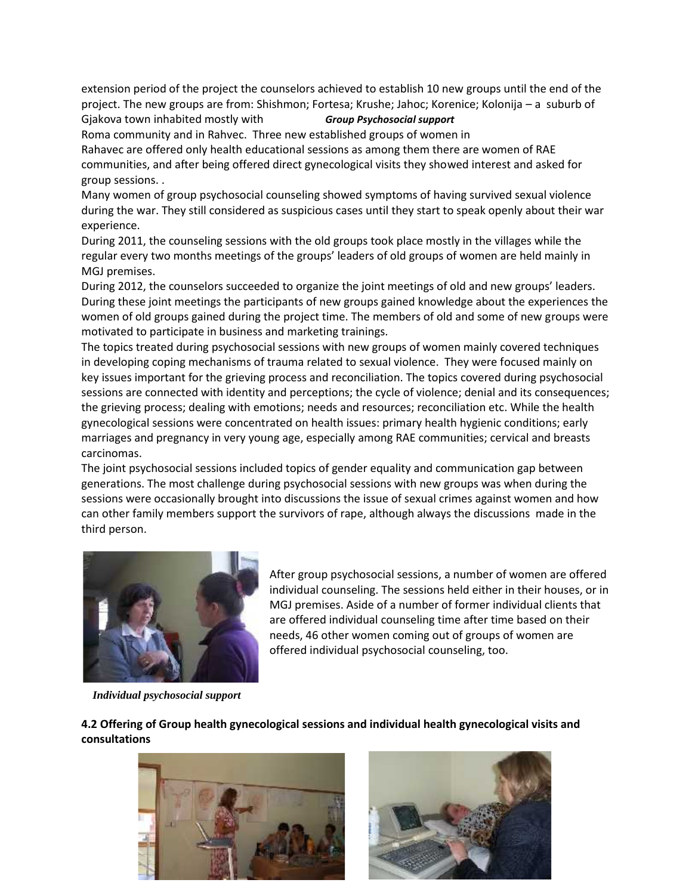extension period of the project the counselors achieved to establish 10 new groups until the end of the project. The new groups are from: Shishmon; Fortesa; Krushe; Jahoc; Korenice; Kolonija – a suburb of Gjakova town inhabited mostly with Roma community and in Rahvec. Three new established groups of women in Rahavec are offered only health educational sessions as among them there are women of RAE communities, and after being offered direct gynecological visits they showed interest and asked for group sessions. .

*Group Psychosocial support*

Many women of group psychosocial counseling showed symptoms of having survived sexual violence during the war. They still considered as suspicious cases until they start to speak openly about their war experience.

During 2011, the counseling sessions with the old groups took place mostly in the villages while the regular every two months meetings of the groups' leaders of old groups of women are held mainly in MGJ premises.

During 2012, the counselors succeeded to organize the joint meetings of old and new groups' leaders. During these joint meetings the participants of new groups gained knowledge about the experiences the women of old groups gained during the project time. The members of old and some of new groups were motivated to participate in business and marketing trainings.

The topics treated during psychosocial sessions with new groups of women mainly covered techniques in developing coping mechanisms of trauma related to sexual violence. They were focused mainly on key issues important for the grieving process and reconciliation. The topics covered during psychosocial sessions are connected with identity and perceptions; the cycle of violence; denial and its consequences; the grieving process; dealing with emotions; needs and resources; reconciliation etc. While the health gynecological sessions were concentrated on health issues: primary health hygienic conditions; early marriages and pregnancy in very young age, especially among RAE communities; cervical and breasts carcinomas.

The joint psychosocial sessions included topics of gender equality and communication gap between generations. The most challenge during psychosocial sessions with new groups was when during the sessions were occasionally brought into discussions the issue of sexual crimes against women and how can other family members support the survivors of rape, although always the discussions made in the third person.

After group psychosocial sessions, a number of women are offered individual counseling. The sessions held either in their houses, or in MGJ premises. Aside of a number of former individual clients that are offered individual counseling time after time based on their needs, 46 other women coming out of groups of women are offered individual psychosocial counseling, too.

*Individual psychosocial support*

**4.2 Offering of Group health gynecological sessions and individual health gynecological visits and consultations**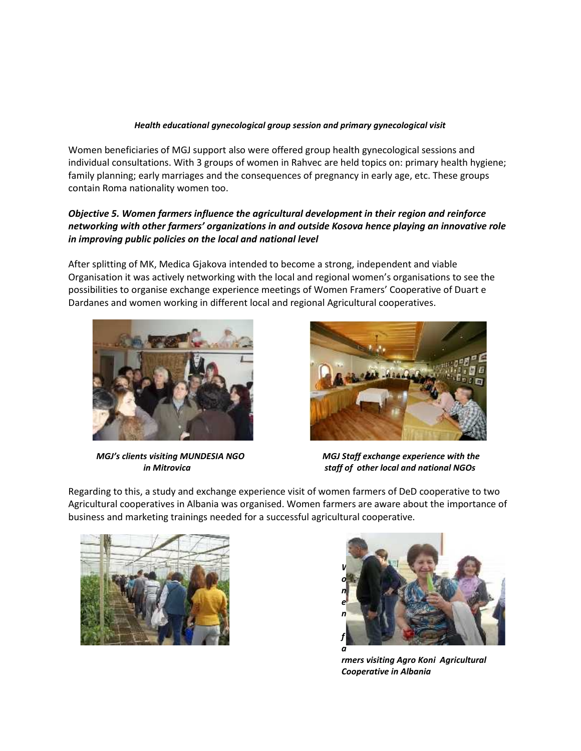***Health educational gynecological group session and primary gynecological visit***

Women beneficiaries of MGJ support also were offered group health gynecological sessions and individual consultations. With 3 groups of women in Rahvec are held topics on: primary health hygiene; family planning; early marriages and the consequences of pregnancy in early age, etc. These groups contain Roma nationality women too.

***Objective 5. Women farmers influence the agricultural development in their region and reinforce networking with other farmers' organizations in and outside Kosova hence playing an innovative role in improving public policies on the local and national level***

After splitting of MK, Medica Gjakova intended to become a strong, independent and viable Organisation it was actively networking with the local and regional women's organisations to see the possibilities to organise exchange experience meetings of Women Framers' Cooperative of Duart e Dardanes and women working in different local and regional Agricultural cooperatives.

***MGJ's clients visiting MUNDESIA NGO in Mitrovica***

***MGJ Staff exchange experience with the staff of other local and national NGOs***

Regarding to this, a study and exchange experience visit of women farmers of DeD cooperative to two Agricultural cooperatives in Albania was organised. Women farmers are aware about the importance of business and marketing trainings needed for a successful agricultural cooperative.

***Women farmers visiting Agro Koni Agricultural Cooperative in Albania***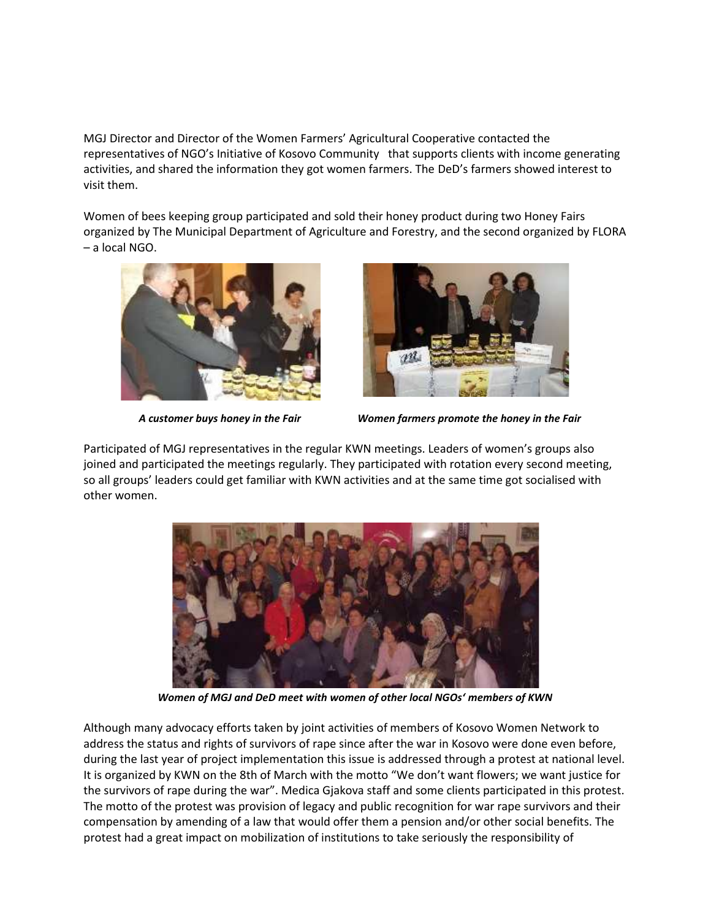MGJ Director and Director of the Women Farmers' Agricultural Cooperative contacted the representatives of NGO's Initiative of Kosovo Community that supports clients with income generating activities, and shared the information they got women farmers. The DeD's farmers showed interest to visit them.

Women of bees keeping group participated and sold their honey product during two Honey Fairs organized by The Municipal Department of Agriculture and Forestry, and the second organized by FLORA – a local NGO.

***A customer buys honey in the Fair***

***Women farmers promote the honey in the Fair***

Participated of MGJ representatives in the regular KWN meetings. Leaders of women's groups also joined and participated the meetings regularly. They participated with rotation every second meeting, so all groups' leaders could get familiar with KWN activities and at the same time got socialised with other women.

***Women of MGJ and DeD meet with women of other local NGOs' members of KWN***

Although many advocacy efforts taken by joint activities of members of Kosovo Women Network to address the status and rights of survivors of rape since after the war in Kosovo were done even before, during the last year of project implementation this issue is addressed through a protest at national level. It is organized by KWN on the 8th of March with the motto "We don't want flowers; we want justice for the survivors of rape during the war". Medica Gjakova staff and some clients participated in this protest. The motto of the protest was provision of legacy and public recognition for war rape survivors and their compensation by amending of a law that would offer them a pension and/or other social benefits. The protest had a great impact on mobilization of institutions to take seriously the responsibility of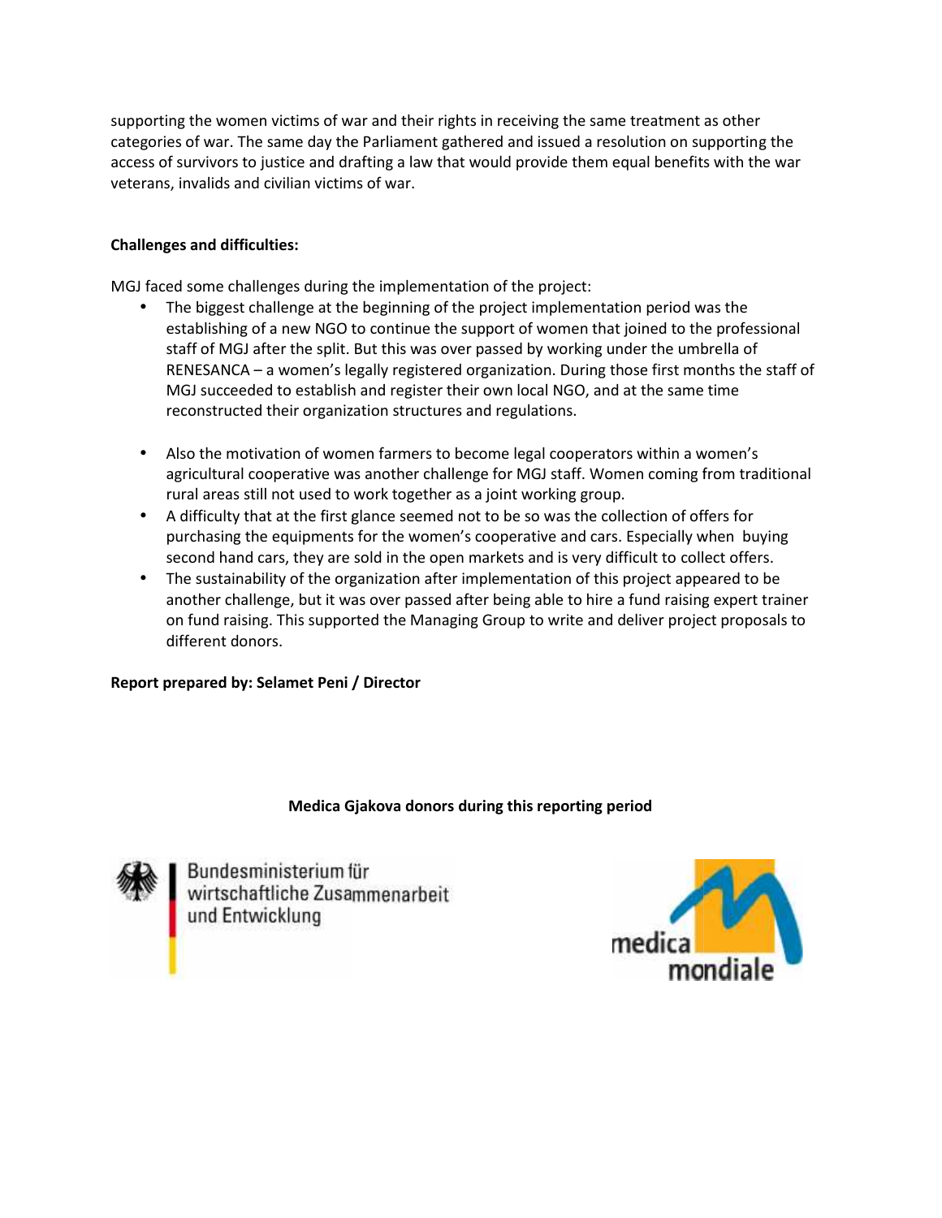supporting the women victims of war and their rights in receiving the same treatment as other categories of war. The same day the Parliament gathered and issued a resolution on supporting the access of survivors to justice and drafting a law that would provide them equal benefits with the war veterans, invalids and civilian victims of war.

**Challenges and difficulties:**

MGJ faced some challenges during the implementation of the project:

- The biggest challenge at the beginning of the project implementation period was the establishing of a new NGO to continue the support of women that joined to the professional staff of MGJ after the split. But this was over passed by working under the umbrella of RENESANCA – a women's legally registered organization. During those first months the staff of MGJ succeeded to establish and register their own local NGO, and at the same time reconstructed their organization structures and regulations.

- Also the motivation of women farmers to become legal cooperators within a women's agricultural cooperative was another challenge for MGJ staff. Women coming from traditional rural areas still not used to work together as a joint working group.
- A difficulty that at the first glance seemed not to be so was the collection of offers for purchasing the equipments for the women's cooperative and cars. Especially when buying second hand cars, they are sold in the open markets and is very difficult to collect offers.
- The sustainability of the organization after implementation of this project appeared to be another challenge, but it was over passed after being able to hire a fund raising expert trainer on fund raising. This supported the Managing Group to write and deliver project proposals to different donors.

**Report prepared by: Selamet Peni / Director**

**Medica Gjakova donors during this reporting period**

Bundesministerium für wirtschaftliche Zusammenarbeit und Entwicklung

medica mondiale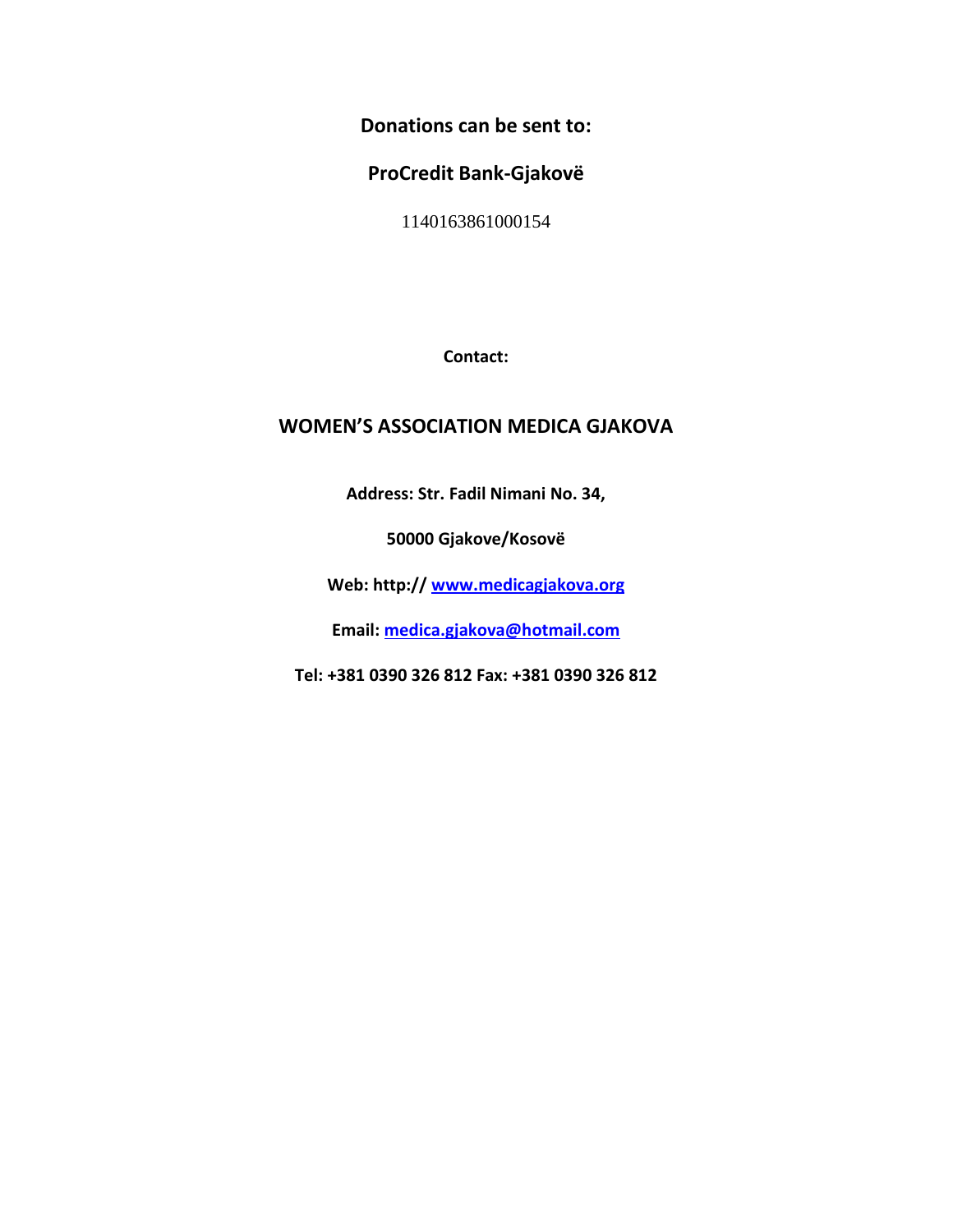**Donations can be sent to:**

**ProCredit Bank-Gjakovë**

1140163861000154

**Contact:**

## WOMEN’S ASSOCIATION MEDICA GJAKOVA

**Address: Str. Fadil Nimani No. 34,**

**50000 Gjakove/Kosovë**

**Web: http:// [www.medicagjakova.org](http://www.medicagjakova.org)**

**Email: [medica.gjakova@hotmail.com](mailto:medica.gjakova@hotmail.com)**

**Tel: +381 0390 326 812 Fax: +381 0390 326 812**